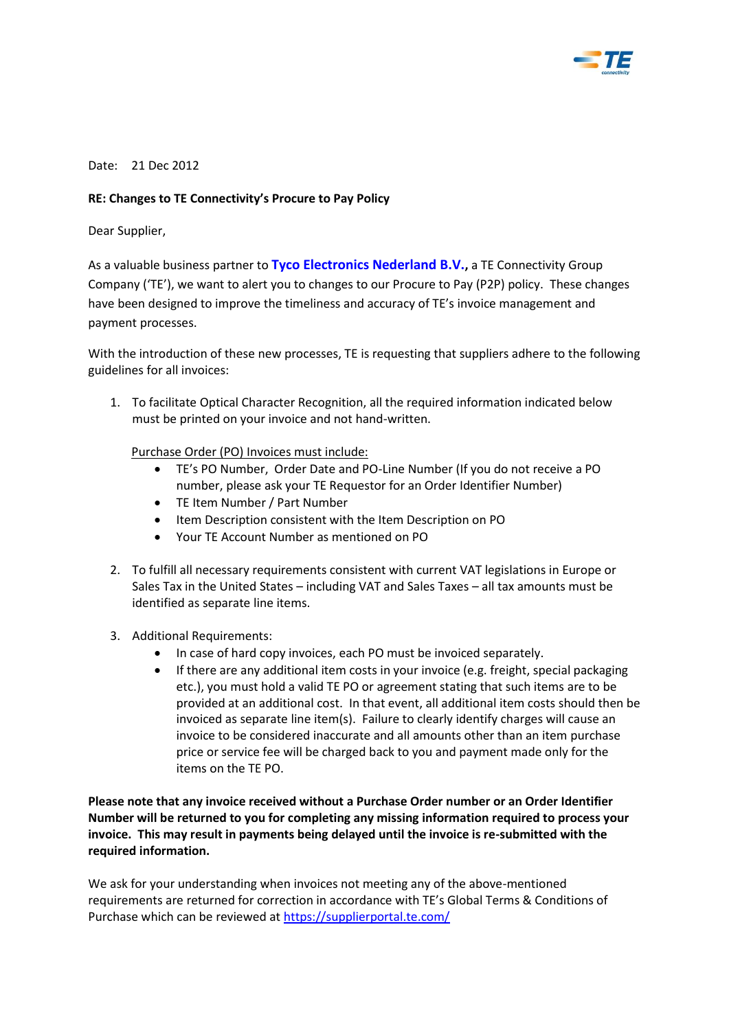Date: 21 Dec 2012

**RE: Changes to TE Connectivity's Procure to Pay Policy**

Dear Supplier,

As a valuable business partner to **Tyco Electronics Nederland B.V.,** a TE Connectivity Group Company ('TE'), we want to alert you to changes to our Procure to Pay (P2P) policy. These changes have been designed to improve the timeliness and accuracy of TE's invoice management and payment processes.

With the introduction of these new processes, TE is requesting that suppliers adhere to the following guidelines for all invoices:

1. To facilitate Optical Character Recognition, all the required information indicated below must be printed on your invoice and not hand-written.

   Purchase Order (PO) Invoices must include:
   - TE's PO Number, Order Date and PO-Line Number (If you do not receive a PO number, please ask your TE Requestor for an Order Identifier Number)
   - TE Item Number / Part Number
   - Item Description consistent with the Item Description on PO
   - Your TE Account Number as mentioned on PO

2. To fulfill all necessary requirements consistent with current VAT legislations in Europe or Sales Tax in the United States – including VAT and Sales Taxes – all tax amounts must be identified as separate line items.

3. Additional Requirements:
   - In case of hard copy invoices, each PO must be invoiced separately.
   - If there are any additional item costs in your invoice (e.g. freight, special packaging etc.), you must hold a valid TE PO or agreement stating that such items are to be provided at an additional cost. In that event, all additional item costs should then be invoiced as separate line item(s). Failure to clearly identify charges will cause an invoice to be considered inaccurate and all amounts other than an item purchase price or service fee will be charged back to you and payment made only for the items on the TE PO.

**Please note that any invoice received without a Purchase Order number or an Order Identifier Number will be returned to you for completing any missing information required to process your invoice. This may result in payments being delayed until the invoice is re-submitted with the required information.**

We ask for your understanding when invoices not meeting any of the above-mentioned requirements are returned for correction in accordance with TE's Global Terms & Conditions of Purchase which can be reviewed at https://supplierportal.te.com/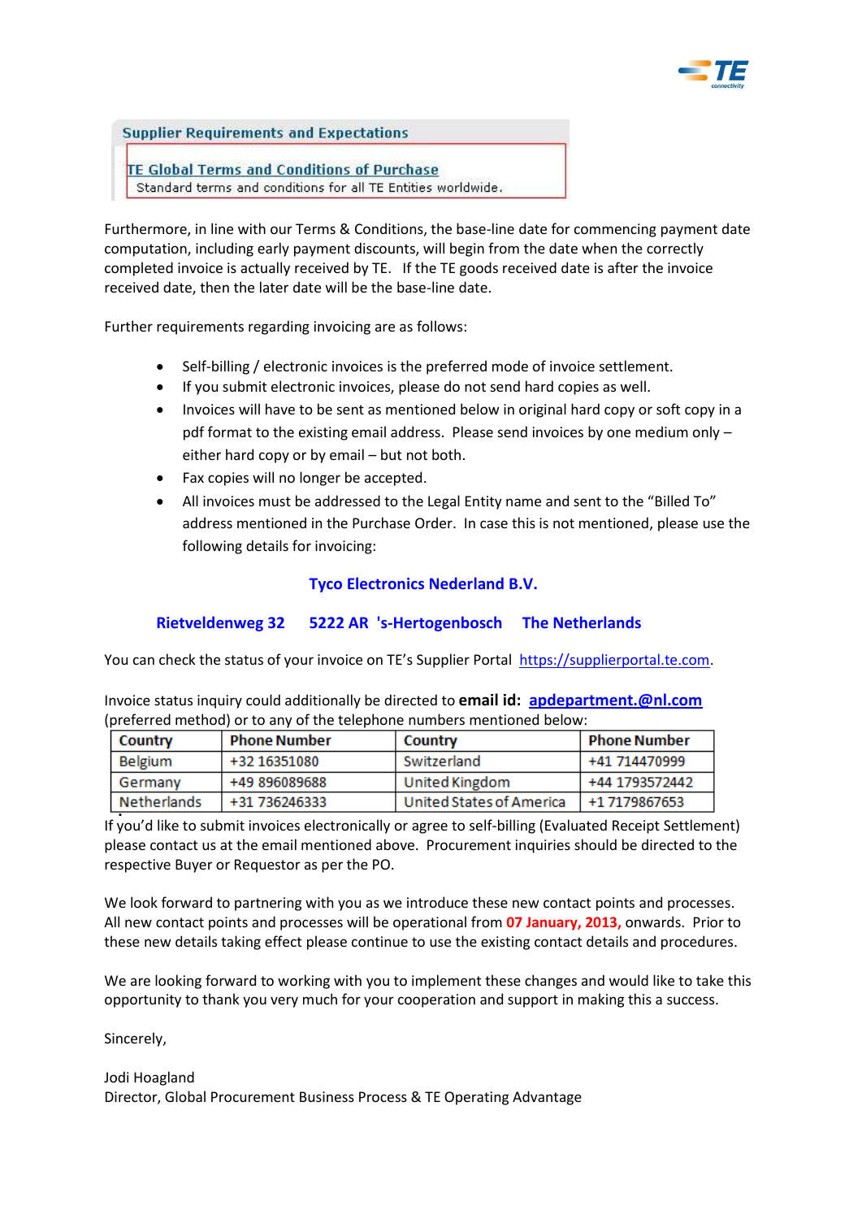**Supplier Requirements and Expectations**

[TE Global Terms and Conditions of Purchase](#)
Standard terms and conditions for all TE Entities worldwide.

Furthermore, in line with our Terms & Conditions, the base-line date for commencing payment date computation, including early payment discounts, will begin from the date when the correctly completed invoice is actually received by TE. If the TE goods received date is after the invoice received date, then the later date will be the base-line date.

Further requirements regarding invoicing are as follows:

- Self-billing / electronic invoices is the preferred mode of invoice settlement.
- If you submit electronic invoices, please do not send hard copies as well.
- Invoices will have to be sent as mentioned below in original hard copy or soft copy in a pdf format to the existing email address. Please send invoices by one medium only – either hard copy or by email – but not both.
- Fax copies will no longer be accepted.
- All invoices must be addressed to the Legal Entity name and sent to the "Billed To" address mentioned in the Purchase Order. In case this is not mentioned, please use the following details for invoicing:

**Tyco Electronics Nederland B.V.**

**Rietveldenweg 32 5222 AR 's-Hertogenbosch The Netherlands**

You can check the status of your invoice on TE's Supplier Portal https://supplierportal.te.com.

Invoice status inquiry could additionally be directed to **email id: apdepartment.@nl.com** (preferred method) or to any of the telephone numbers mentioned below:

| Country | Phone Number | Country | Phone Number |
|---|---|---|---|
| Belgium | +32 16351080 | Switzerland | +41 714470999 |
| Germany | +49 896089688 | United Kingdom | +44 1793572442 |
| Netherlands | +31 736246333 | United States of America | +1 7179867653 |

If you'd like to submit invoices electronically or agree to self-billing (Evaluated Receipt Settlement) please contact us at the email mentioned above. Procurement inquiries should be directed to the respective Buyer or Requestor as per the PO.

We look forward to partnering with you as we introduce these new contact points and processes. All new contact points and processes will be operational from **07 January, 2013,** onwards. Prior to these new details taking effect please continue to use the existing contact details and procedures.

We are looking forward to working with you to implement these changes and would like to take this opportunity to thank you very much for your cooperation and support in making this a success.

Sincerely,

Jodi Hoagland
Director, Global Procurement Business Process & TE Operating Advantage